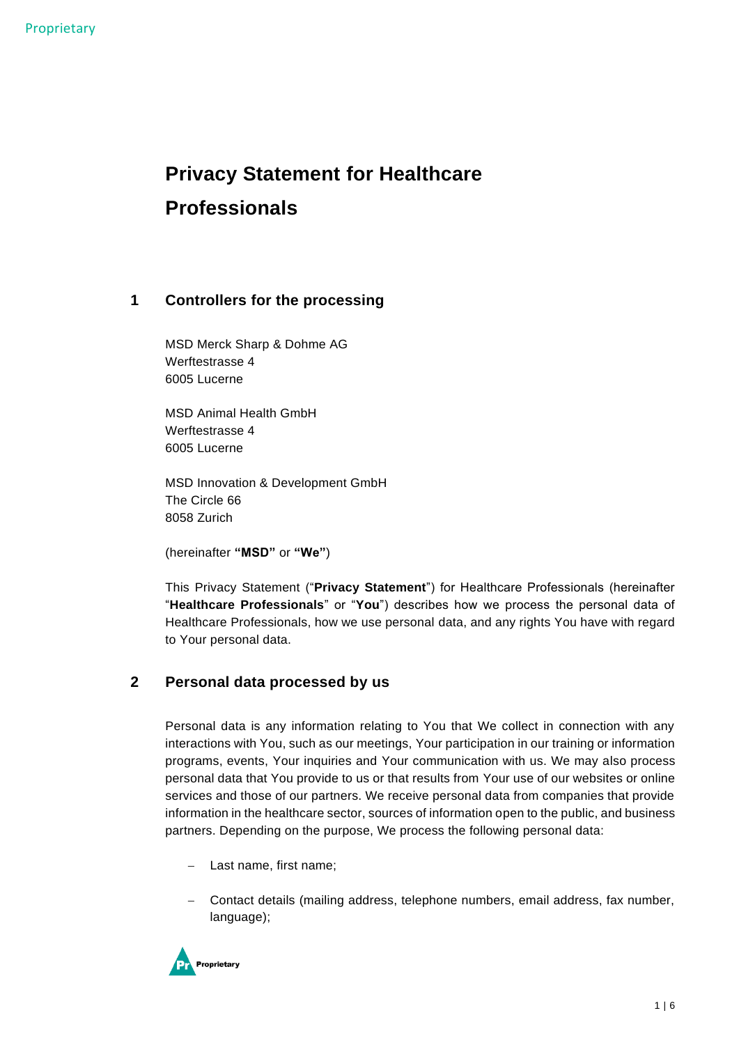# Privacy Statement for Healthcare Professionals

## 1 Controllers for the processing

MSD Merck Sharp & Dohme AG
Werftestrasse 4
6005 Lucerne

MSD Animal Health GmbH
Werftestrasse 4
6005 Lucerne

MSD Innovation & Development GmbH
The Circle 66
8058 Zurich

(hereinafter **"MSD"** or **"We"**)

This Privacy Statement ("**Privacy Statement**") for Healthcare Professionals (hereinafter "**Healthcare Professionals**" or "**You**") describes how we process the personal data of Healthcare Professionals, how we use personal data, and any rights You have with regard to Your personal data.

## 2 Personal data processed by us

Personal data is any information relating to You that We collect in connection with any interactions with You, such as our meetings, Your participation in our training or information programs, events, Your inquiries and Your communication with us. We may also process personal data that You provide to us or that results from Your use of our websites or online services and those of our partners. We receive personal data from companies that provide information in the healthcare sector, sources of information open to the public, and business partners. Depending on the purpose, We process the following personal data:

- Last name, first name;
- Contact details (mailing address, telephone numbers, email address, fax number, language);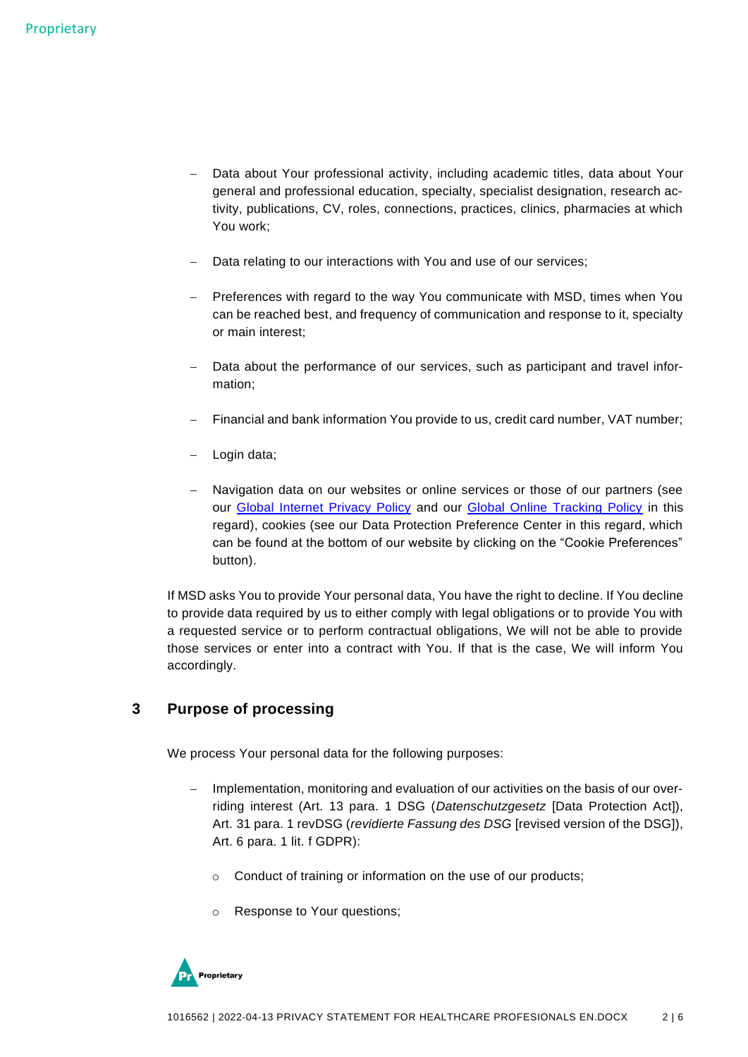- Data about Your professional activity, including academic titles, data about Your general and professional education, specialty, specialist designation, research activity, publications, CV, roles, connections, practices, clinics, pharmacies at which You work;

- Data relating to our interactions with You and use of our services;

- Preferences with regard to the way You communicate with MSD, times when You can be reached best, and frequency of communication and response to it, specialty or main interest;

- Data about the performance of our services, such as participant and travel information;

- Financial and bank information You provide to us, credit card number, VAT number;

- Login data;

- Navigation data on our websites or online services or those of our partners (see our Global Internet Privacy Policy and our Global Online Tracking Policy in this regard), cookies (see our Data Protection Preference Center in this regard, which can be found at the bottom of our website by clicking on the "Cookie Preferences" button).

If MSD asks You to provide Your personal data, You have the right to decline. If You decline to provide data required by us to either comply with legal obligations or to provide You with a requested service or to perform contractual obligations, We will not be able to provide those services or enter into a contract with You. If that is the case, We will inform You accordingly.

## 3 Purpose of processing

We process Your personal data for the following purposes:

- Implementation, monitoring and evaluation of our activities on the basis of our overriding interest (Art. 13 para. 1 DSG (*Datenschutzgesetz* [Data Protection Act]), Art. 31 para. 1 revDSG (*revidierte Fassung des DSG* [revised version of the DSG]), Art. 6 para. 1 lit. f GDPR):
  - Conduct of training or information on the use of our products;
  - Response to Your questions;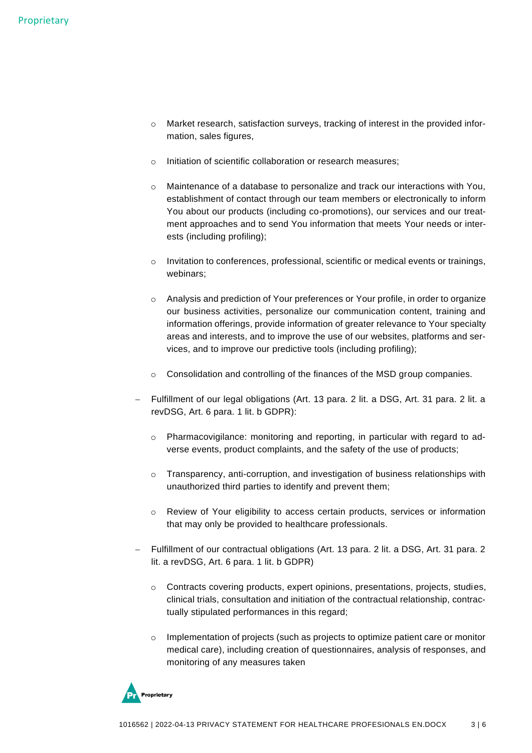- Market research, satisfaction surveys, tracking of interest in the provided information, sales figures,

  - Initiation of scientific collaboration or research measures;

  - Maintenance of a database to personalize and track our interactions with You, establishment of contact through our team members or electronically to inform You about our products (including co-promotions), our services and our treatment approaches and to send You information that meets Your needs or interests (including profiling);

  - Invitation to conferences, professional, scientific or medical events or trainings, webinars;

  - Analysis and prediction of Your preferences or Your profile, in order to organize our business activities, personalize our communication content, training and information offerings, provide information of greater relevance to Your specialty areas and interests, and to improve the use of our websites, platforms and services, and to improve our predictive tools (including profiling);

  - Consolidation and controlling of the finances of the MSD group companies.

- Fulfillment of our legal obligations (Art. 13 para. 2 lit. a DSG, Art. 31 para. 2 lit. a revDSG, Art. 6 para. 1 lit. b GDPR):

  - Pharmacovigilance: monitoring and reporting, in particular with regard to adverse events, product complaints, and the safety of the use of products;

  - Transparency, anti-corruption, and investigation of business relationships with unauthorized third parties to identify and prevent them;

  - Review of Your eligibility to access certain products, services or information that may only be provided to healthcare professionals.

- Fulfillment of our contractual obligations (Art. 13 para. 2 lit. a DSG, Art. 31 para. 2 lit. a revDSG, Art. 6 para. 1 lit. b GDPR)

  - Contracts covering products, expert opinions, presentations, projects, studies, clinical trials, consultation and initiation of the contractual relationship, contractually stipulated performances in this regard;

  - Implementation of projects (such as projects to optimize patient care or monitor medical care), including creation of questionnaires, analysis of responses, and monitoring of any measures taken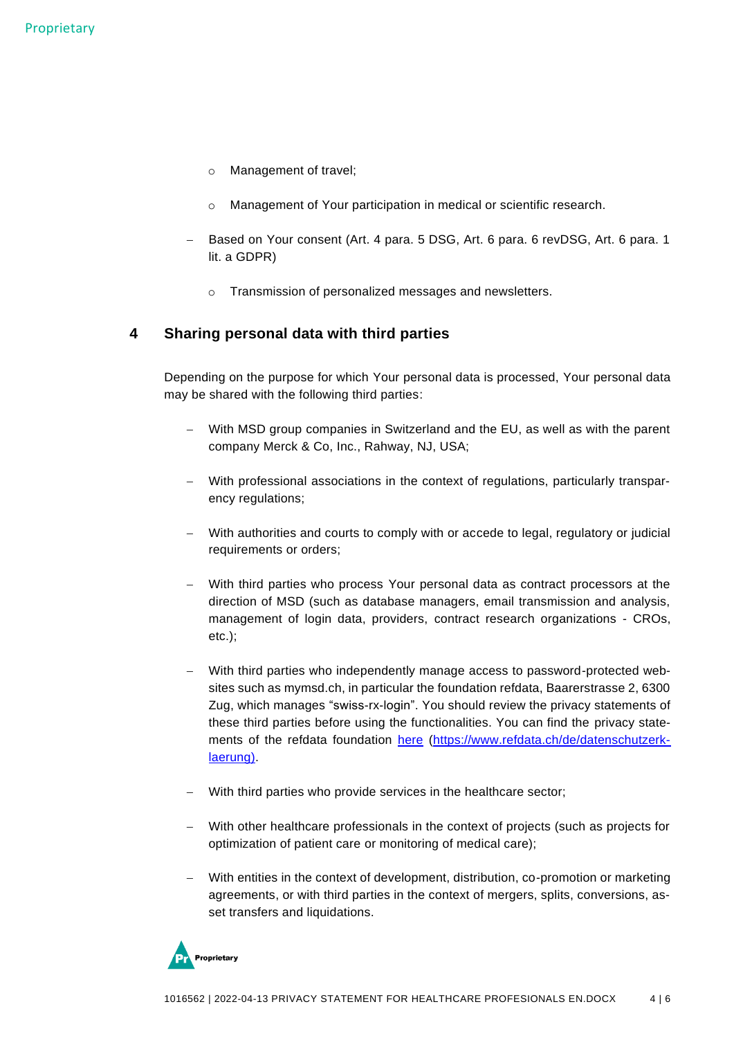- Management of travel;
   - Management of Your participation in medical or scientific research.
- Based on Your consent (Art. 4 para. 5 DSG, Art. 6 para. 6 revDSG, Art. 6 para. 1 lit. a GDPR)
   - Transmission of personalized messages and newsletters.

## 4 Sharing personal data with third parties

Depending on the purpose for which Your personal data is processed, Your personal data may be shared with the following third parties:

- With MSD group companies in Switzerland and the EU, as well as with the parent company Merck & Co, Inc., Rahway, NJ, USA;
- With professional associations in the context of regulations, particularly transparency regulations;
- With authorities and courts to comply with or accede to legal, regulatory or judicial requirements or orders;
- With third parties who process Your personal data as contract processors at the direction of MSD (such as database managers, email transmission and analysis, management of login data, providers, contract research organizations - CROs, etc.);
- With third parties who independently manage access to password-protected websites such as mymsd.ch, in particular the foundation refdata, Baarerstrasse 2, 6300 Zug, which manages "swiss-rx-login". You should review the privacy statements of these third parties before using the functionalities. You can find the privacy statements of the refdata foundation [here](https://www.refdata.ch/de/datenschutzerklaerung) (https://www.refdata.ch/de/datenschutzerklaerung).
- With third parties who provide services in the healthcare sector;
- With other healthcare professionals in the context of projects (such as projects for optimization of patient care or monitoring of medical care);
- With entities in the context of development, distribution, co-promotion or marketing agreements, or with third parties in the context of mergers, splits, conversions, asset transfers and liquidations.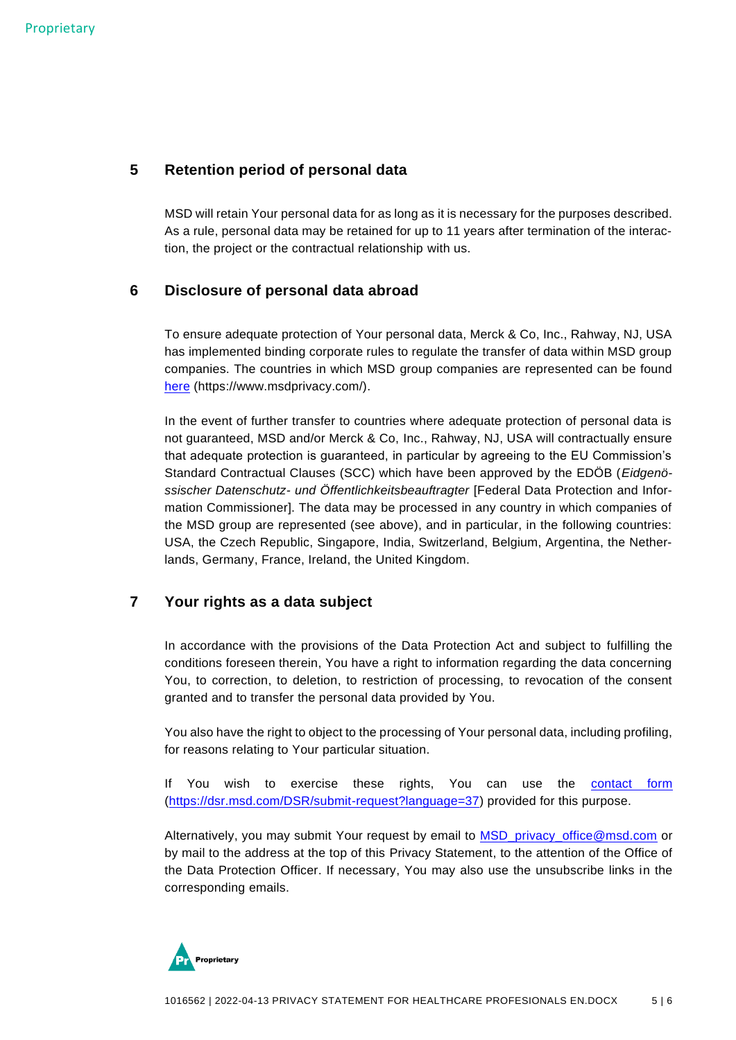## 5 Retention period of personal data

MSD will retain Your personal data for as long as it is necessary for the purposes described. As a rule, personal data may be retained for up to 11 years after termination of the interaction, the project or the contractual relationship with us.

## 6 Disclosure of personal data abroad

To ensure adequate protection of Your personal data, Merck & Co, Inc., Rahway, NJ, USA has implemented binding corporate rules to regulate the transfer of data within MSD group companies. The countries in which MSD group companies are represented can be found [here](https://www.msdprivacy.com/) (https://www.msdprivacy.com/).

In the event of further transfer to countries where adequate protection of personal data is not guaranteed, MSD and/or Merck & Co, Inc., Rahway, NJ, USA will contractually ensure that adequate protection is guaranteed, in particular by agreeing to the EU Commission's Standard Contractual Clauses (SCC) which have been approved by the EDÖB (*Eidgenössischer Datenschutz- und Öffentlichkeitsbeauftragter* [Federal Data Protection and Information Commissioner]. The data may be processed in any country in which companies of the MSD group are represented (see above), and in particular, in the following countries: USA, the Czech Republic, Singapore, India, Switzerland, Belgium, Argentina, the Netherlands, Germany, France, Ireland, the United Kingdom.

## 7 Your rights as a data subject

In accordance with the provisions of the Data Protection Act and subject to fulfilling the conditions foreseen therein, You have a right to information regarding the data concerning You, to correction, to deletion, to restriction of processing, to revocation of the consent granted and to transfer the personal data provided by You.

You also have the right to object to the processing of Your personal data, including profiling, for reasons relating to Your particular situation.

If You wish to exercise these rights, You can use the [contact form](https://dsr.msd.com/DSR/submit-request?language=37) (https://dsr.msd.com/DSR/submit-request?language=37) provided for this purpose.

Alternatively, you may submit Your request by email to MSD_privacy_office@msd.com or by mail to the address at the top of this Privacy Statement, to the attention of the Office of the Data Protection Officer. If necessary, You may also use the unsubscribe links in the corresponding emails.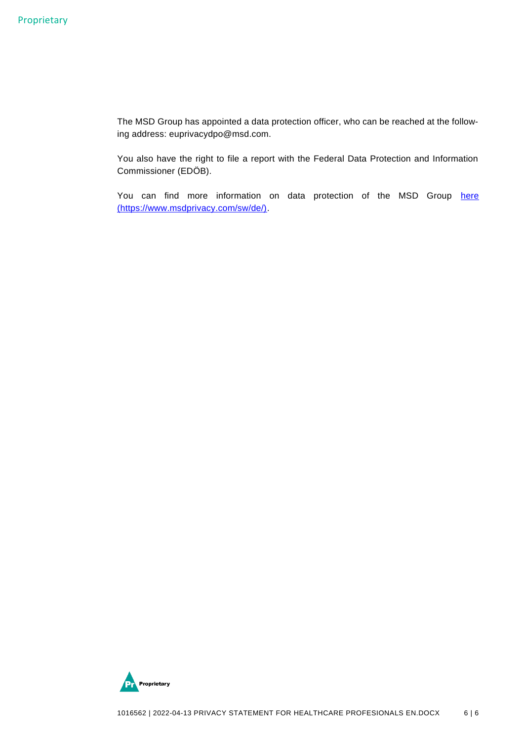The MSD Group has appointed a data protection officer, who can be reached at the following address: euprivacydpo@msd.com.

You also have the right to file a report with the Federal Data Protection and Information Commissioner (EDÖB).

You can find more information on data protection of the MSD Group [here (https://www.msdprivacy.com/sw/de/)](https://www.msdprivacy.com/sw/de/).